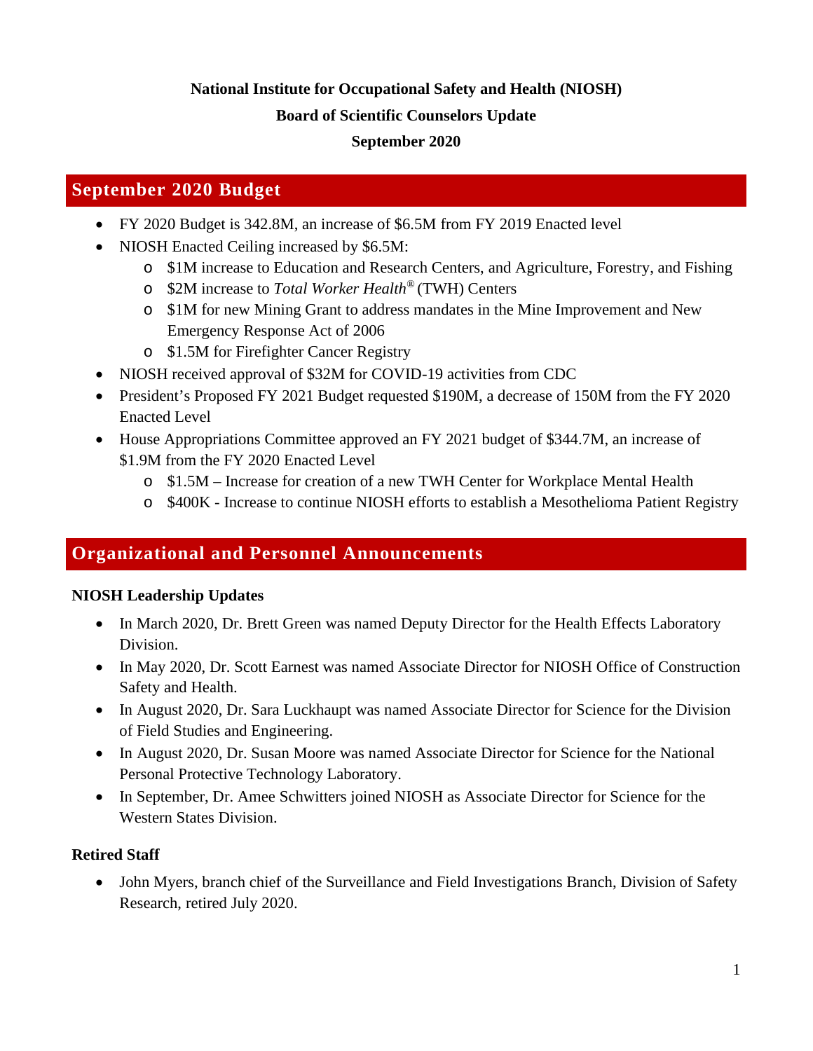**National Institute for Occupational Safety and Health (NIOSH)**

**Board of Scientific Counselors Update**

**September 2020**

## September 2020 Budget

- FY 2020 Budget is 342.8M, an increase of $6.5M from FY 2019 Enacted level
- NIOSH Enacted Ceiling increased by $6.5M:
  - $1M increase to Education and Research Centers, and Agriculture, Forestry, and Fishing
  - $2M increase to *Total Worker Health*® (TWH) Centers
  - $1M for new Mining Grant to address mandates in the Mine Improvement and New Emergency Response Act of 2006
  - $1.5M for Firefighter Cancer Registry
- NIOSH received approval of $32M for COVID-19 activities from CDC
- President's Proposed FY 2021 Budget requested $190M, a decrease of 150M from the FY 2020 Enacted Level
- House Appropriations Committee approved an FY 2021 budget of $344.7M, an increase of $1.9M from the FY 2020 Enacted Level
  - $1.5M – Increase for creation of a new TWH Center for Workplace Mental Health
  - $400K - Increase to continue NIOSH efforts to establish a Mesothelioma Patient Registry

## Organizational and Personnel Announcements

### NIOSH Leadership Updates

- In March 2020, Dr. Brett Green was named Deputy Director for the Health Effects Laboratory Division.
- In May 2020, Dr. Scott Earnest was named Associate Director for NIOSH Office of Construction Safety and Health.
- In August 2020, Dr. Sara Luckhaupt was named Associate Director for Science for the Division of Field Studies and Engineering.
- In August 2020, Dr. Susan Moore was named Associate Director for Science for the National Personal Protective Technology Laboratory.
- In September, Dr. Amee Schwitters joined NIOSH as Associate Director for Science for the Western States Division.

### Retired Staff

- John Myers, branch chief of the Surveillance and Field Investigations Branch, Division of Safety Research, retired July 2020.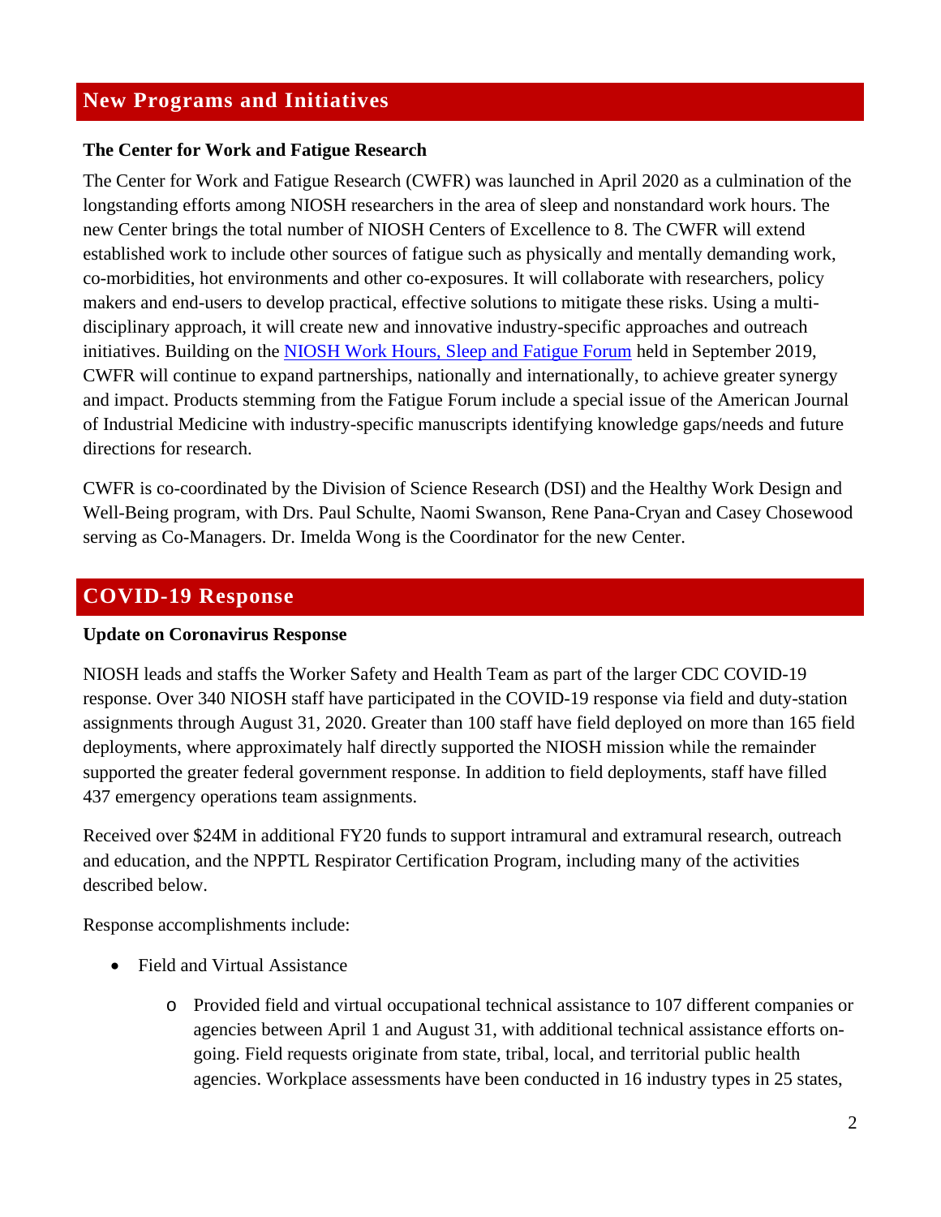## New Programs and Initiatives

**The Center for Work and Fatigue Research**

The Center for Work and Fatigue Research (CWFR) was launched in April 2020 as a culmination of the longstanding efforts among NIOSH researchers in the area of sleep and nonstandard work hours. The new Center brings the total number of NIOSH Centers of Excellence to 8. The CWFR will extend established work to include other sources of fatigue such as physically and mentally demanding work, co-morbidities, hot environments and other co-exposures. It will collaborate with researchers, policy makers and end-users to develop practical, effective solutions to mitigate these risks. Using a multi-disciplinary approach, it will create new and innovative industry-specific approaches and outreach initiatives. Building on the NIOSH Work Hours, Sleep and Fatigue Forum held in September 2019, CWFR will continue to expand partnerships, nationally and internationally, to achieve greater synergy and impact. Products stemming from the Fatigue Forum include a special issue of the American Journal of Industrial Medicine with industry-specific manuscripts identifying knowledge gaps/needs and future directions for research.

CWFR is co-coordinated by the Division of Science Research (DSI) and the Healthy Work Design and Well-Being program, with Drs. Paul Schulte, Naomi Swanson, Rene Pana-Cryan and Casey Chosewood serving as Co-Managers. Dr. Imelda Wong is the Coordinator for the new Center.

## COVID-19 Response

**Update on Coronavirus Response**

NIOSH leads and staffs the Worker Safety and Health Team as part of the larger CDC COVID-19 response. Over 340 NIOSH staff have participated in the COVID-19 response via field and duty-station assignments through August 31, 2020. Greater than 100 staff have field deployed on more than 165 field deployments, where approximately half directly supported the NIOSH mission while the remainder supported the greater federal government response. In addition to field deployments, staff have filled 437 emergency operations team assignments.

Received over $24M in additional FY20 funds to support intramural and extramural research, outreach and education, and the NPPTL Respirator Certification Program, including many of the activities described below.

Response accomplishments include:

- Field and Virtual Assistance
  - Provided field and virtual occupational technical assistance to 107 different companies or agencies between April 1 and August 31, with additional technical assistance efforts on-going. Field requests originate from state, tribal, local, and territorial public health agencies. Workplace assessments have been conducted in 16 industry types in 25 states,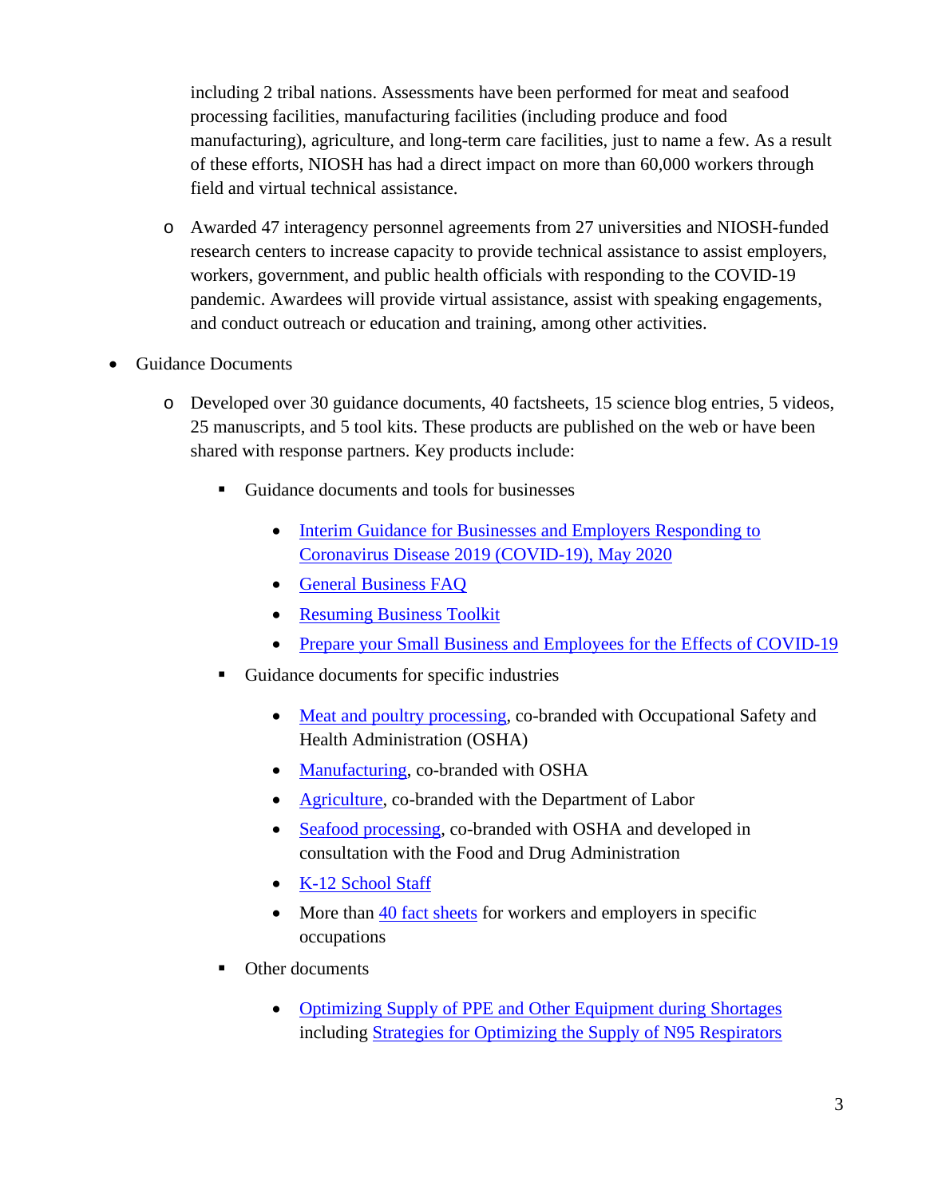including 2 tribal nations. Assessments have been performed for meat and seafood processing facilities, manufacturing facilities (including produce and food manufacturing), agriculture, and long-term care facilities, just to name a few. As a result of these efforts, NIOSH has had a direct impact on more than 60,000 workers through field and virtual technical assistance.

  - Awarded 47 interagency personnel agreements from 27 universities and NIOSH-funded research centers to increase capacity to provide technical assistance to assist employers, workers, government, and public health officials with responding to the COVID-19 pandemic. Awardees will provide virtual assistance, assist with speaking engagements, and conduct outreach or education and training, among other activities.

- Guidance Documents
  - Developed over 30 guidance documents, 40 factsheets, 15 science blog entries, 5 videos, 25 manuscripts, and 5 tool kits. These products are published on the web or have been shared with response partners. Key products include:
    - Guidance documents and tools for businesses
      - Interim Guidance for Businesses and Employers Responding to Coronavirus Disease 2019 (COVID-19), May 2020
      - General Business FAQ
      - Resuming Business Toolkit
      - Prepare your Small Business and Employees for the Effects of COVID-19
    - Guidance documents for specific industries
      - Meat and poultry processing, co-branded with Occupational Safety and Health Administration (OSHA)
      - Manufacturing, co-branded with OSHA
      - Agriculture, co-branded with the Department of Labor
      - Seafood processing, co-branded with OSHA and developed in consultation with the Food and Drug Administration
      - K-12 School Staff
      - More than 40 fact sheets for workers and employers in specific occupations
    - Other documents
      - Optimizing Supply of PPE and Other Equipment during Shortages including Strategies for Optimizing the Supply of N95 Respirators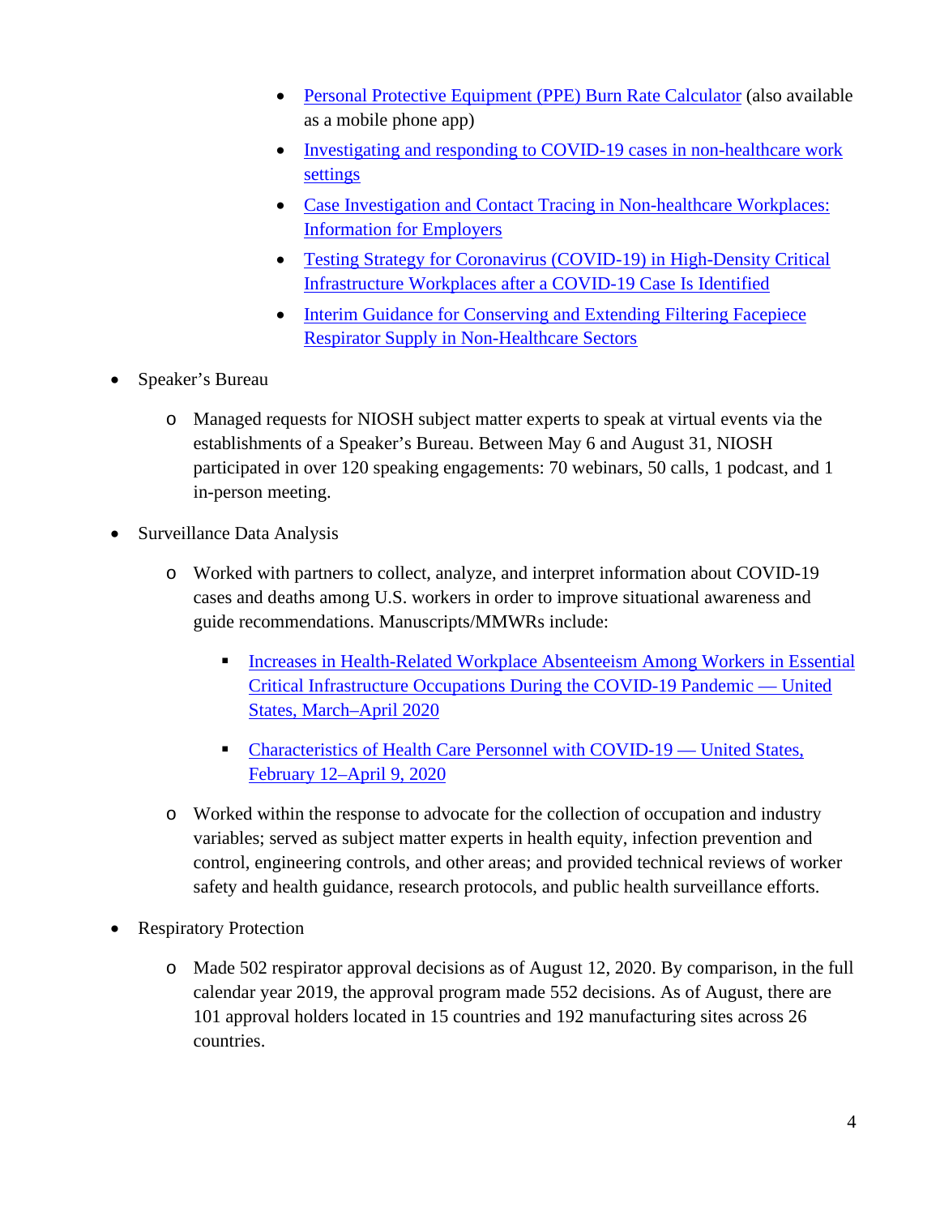- Personal Protective Equipment (PPE) Burn Rate Calculator (also available as a mobile phone app)
        - Investigating and responding to COVID-19 cases in non-healthcare work settings
        - Case Investigation and Contact Tracing in Non-healthcare Workplaces: Information for Employers
        - Testing Strategy for Coronavirus (COVID-19) in High-Density Critical Infrastructure Workplaces after a COVID-19 Case Is Identified
        - Interim Guidance for Conserving and Extending Filtering Facepiece Respirator Supply in Non-Healthcare Sectors

- Speaker's Bureau
    - Managed requests for NIOSH subject matter experts to speak at virtual events via the establishments of a Speaker's Bureau. Between May 6 and August 31, NIOSH participated in over 120 speaking engagements: 70 webinars, 50 calls, 1 podcast, and 1 in-person meeting.

- Surveillance Data Analysis
    - Worked with partners to collect, analyze, and interpret information about COVID-19 cases and deaths among U.S. workers in order to improve situational awareness and guide recommendations. Manuscripts/MMWRs include:
        - Increases in Health-Related Workplace Absenteeism Among Workers in Essential Critical Infrastructure Occupations During the COVID-19 Pandemic — United States, March–April 2020
        - Characteristics of Health Care Personnel with COVID-19 — United States, February 12–April 9, 2020
    - Worked within the response to advocate for the collection of occupation and industry variables; served as subject matter experts in health equity, infection prevention and control, engineering controls, and other areas; and provided technical reviews of worker safety and health guidance, research protocols, and public health surveillance efforts.

- Respiratory Protection
    - Made 502 respirator approval decisions as of August 12, 2020. By comparison, in the full calendar year 2019, the approval program made 552 decisions. As of August, there are 101 approval holders located in 15 countries and 192 manufacturing sites across 26 countries.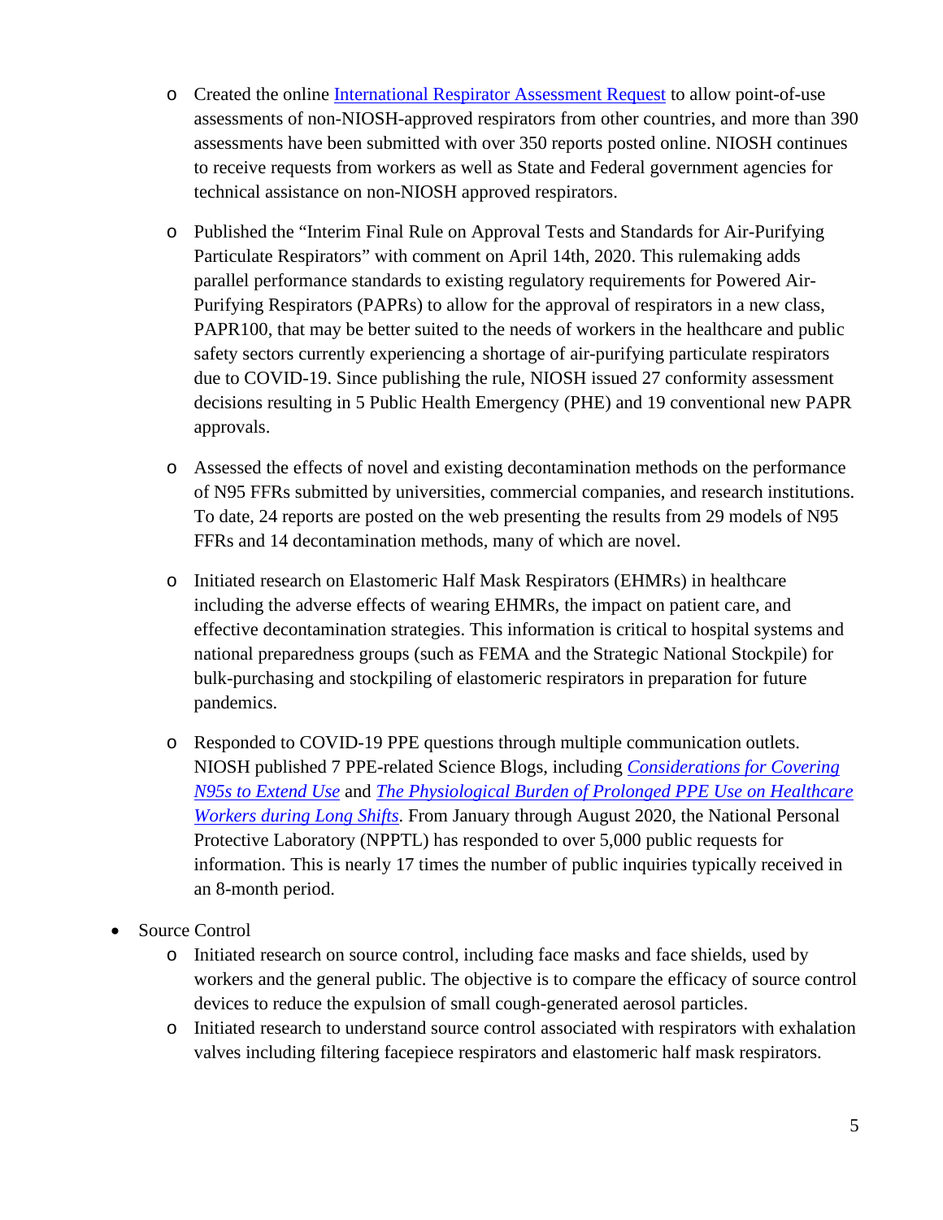- Created the online International Respirator Assessment Request to allow point-of-use assessments of non-NIOSH-approved respirators from other countries, and more than 390 assessments have been submitted with over 350 reports posted online. NIOSH continues to receive requests from workers as well as State and Federal government agencies for technical assistance on non-NIOSH approved respirators.
  - Published the "Interim Final Rule on Approval Tests and Standards for Air-Purifying Particulate Respirators" with comment on April 14th, 2020. This rulemaking adds parallel performance standards to existing regulatory requirements for Powered Air-Purifying Respirators (PAPRs) to allow for the approval of respirators in a new class, PAPR100, that may be better suited to the needs of workers in the healthcare and public safety sectors currently experiencing a shortage of air-purifying particulate respirators due to COVID-19. Since publishing the rule, NIOSH issued 27 conformity assessment decisions resulting in 5 Public Health Emergency (PHE) and 19 conventional new PAPR approvals.
  - Assessed the effects of novel and existing decontamination methods on the performance of N95 FFRs submitted by universities, commercial companies, and research institutions. To date, 24 reports are posted on the web presenting the results from 29 models of N95 FFRs and 14 decontamination methods, many of which are novel.
  - Initiated research on Elastomeric Half Mask Respirators (EHMRs) in healthcare including the adverse effects of wearing EHMRs, the impact on patient care, and effective decontamination strategies. This information is critical to hospital systems and national preparedness groups (such as FEMA and the Strategic National Stockpile) for bulk-purchasing and stockpiling of elastomeric respirators in preparation for future pandemics.
  - Responded to COVID-19 PPE questions through multiple communication outlets. NIOSH published 7 PPE-related Science Blogs, including *Considerations for Covering N95s to Extend Use* and *The Physiological Burden of Prolonged PPE Use on Healthcare Workers during Long Shifts*. From January through August 2020, the National Personal Protective Laboratory (NPPTL) has responded to over 5,000 public requests for information. This is nearly 17 times the number of public inquiries typically received in an 8-month period.
- Source Control
  - Initiated research on source control, including face masks and face shields, used by workers and the general public. The objective is to compare the efficacy of source control devices to reduce the expulsion of small cough-generated aerosol particles.
  - Initiated research to understand source control associated with respirators with exhalation valves including filtering facepiece respirators and elastomeric half mask respirators.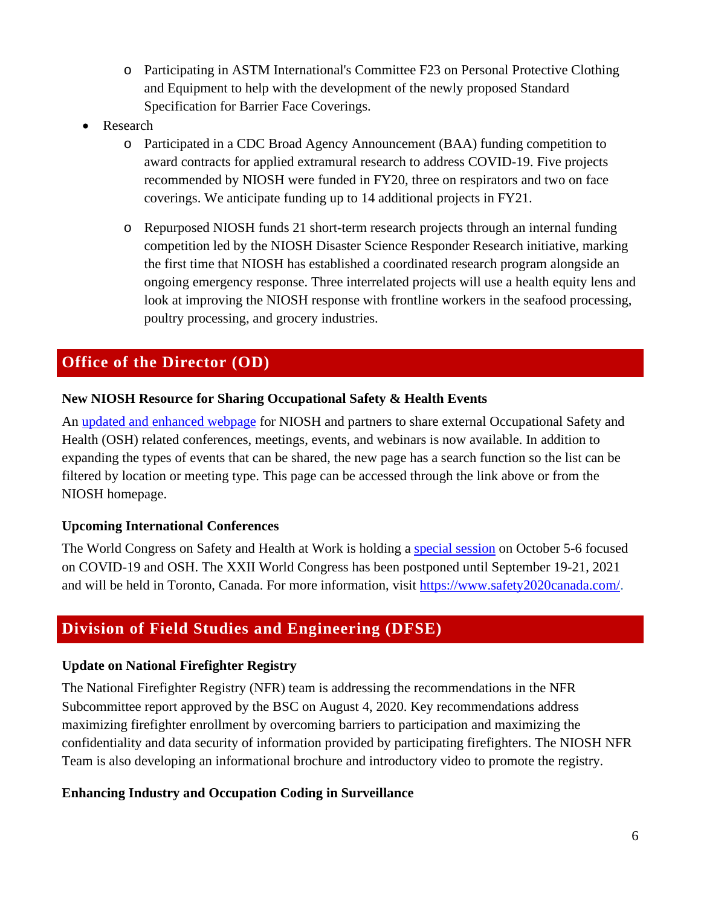- Participating in ASTM International's Committee F23 on Personal Protective Clothing and Equipment to help with the development of the newly proposed Standard Specification for Barrier Face Coverings.
- Research
    - Participated in a CDC Broad Agency Announcement (BAA) funding competition to award contracts for applied extramural research to address COVID-19. Five projects recommended by NIOSH were funded in FY20, three on respirators and two on face coverings. We anticipate funding up to 14 additional projects in FY21.
    - Repurposed NIOSH funds 21 short-term research projects through an internal funding competition led by the NIOSH Disaster Science Responder Research initiative, marking the first time that NIOSH has established a coordinated research program alongside an ongoing emergency response. Three interrelated projects will use a health equity lens and look at improving the NIOSH response with frontline workers in the seafood processing, poultry processing, and grocery industries.

## Office of the Director (OD)

**New NIOSH Resource for Sharing Occupational Safety & Health Events**

An updated and enhanced webpage for NIOSH and partners to share external Occupational Safety and Health (OSH) related conferences, meetings, events, and webinars is now available. In addition to expanding the types of events that can be shared, the new page has a search function so the list can be filtered by location or meeting type. This page can be accessed through the link above or from the NIOSH homepage.

**Upcoming International Conferences**

The World Congress on Safety and Health at Work is holding a special session on October 5-6 focused on COVID-19 and OSH. The XXII World Congress has been postponed until September 19-21, 2021 and will be held in Toronto, Canada. For more information, visit https://www.safety2020canada.com/.

## Division of Field Studies and Engineering (DFSE)

**Update on National Firefighter Registry**

The National Firefighter Registry (NFR) team is addressing the recommendations in the NFR Subcommittee report approved by the BSC on August 4, 2020. Key recommendations address maximizing firefighter enrollment by overcoming barriers to participation and maximizing the confidentiality and data security of information provided by participating firefighters. The NIOSH NFR Team is also developing an informational brochure and introductory video to promote the registry.

**Enhancing Industry and Occupation Coding in Surveillance**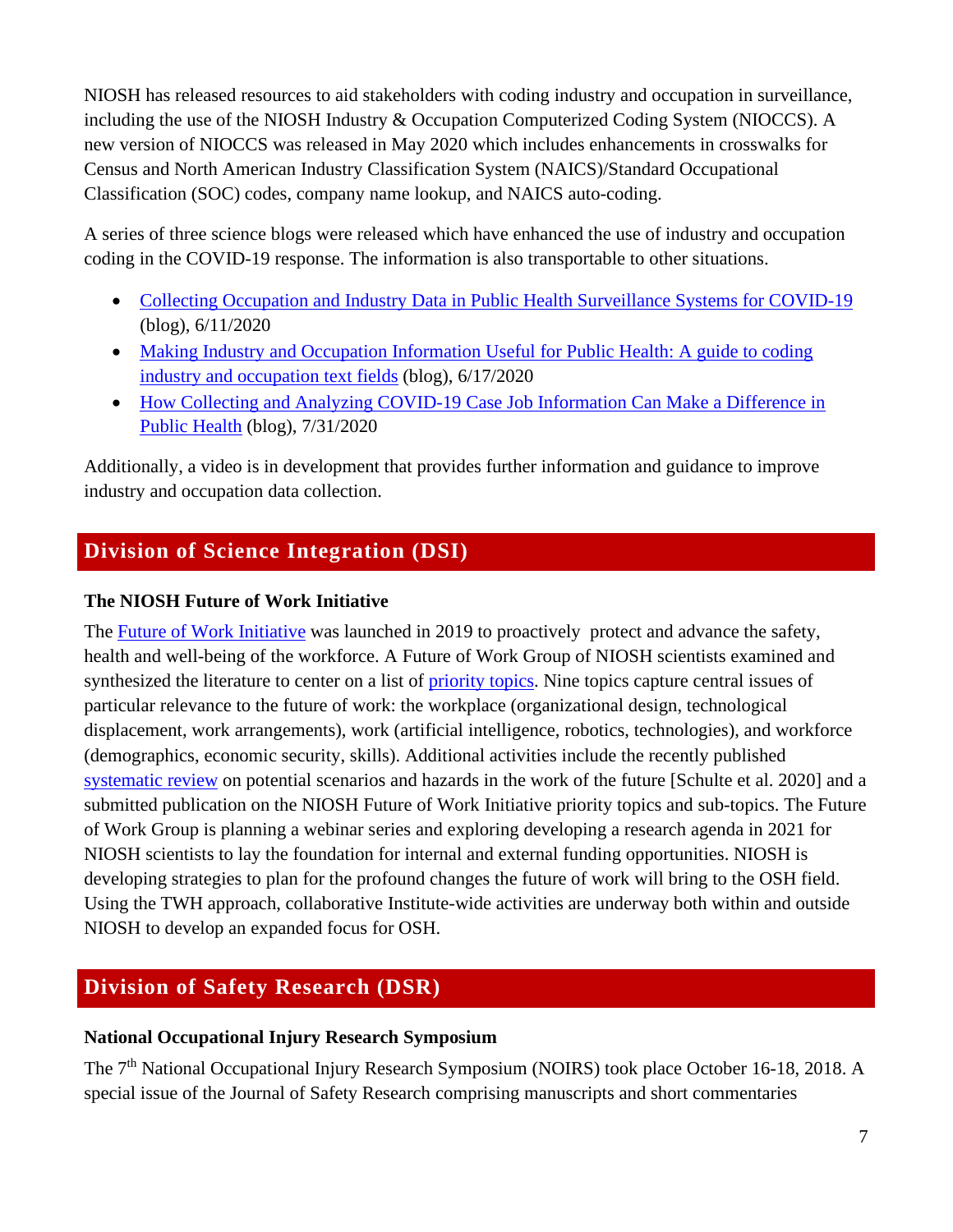NIOSH has released resources to aid stakeholders with coding industry and occupation in surveillance, including the use of the NIOSH Industry & Occupation Computerized Coding System (NIOCCS). A new version of NIOCCS was released in May 2020 which includes enhancements in crosswalks for Census and North American Industry Classification System (NAICS)/Standard Occupational Classification (SOC) codes, company name lookup, and NAICS auto-coding.

A series of three science blogs were released which have enhanced the use of industry and occupation coding in the COVID-19 response. The information is also transportable to other situations.

- Collecting Occupation and Industry Data in Public Health Surveillance Systems for COVID-19 (blog), 6/11/2020
- Making Industry and Occupation Information Useful for Public Health: A guide to coding industry and occupation text fields (blog), 6/17/2020
- How Collecting and Analyzing COVID-19 Case Job Information Can Make a Difference in Public Health (blog), 7/31/2020

Additionally, a video is in development that provides further information and guidance to improve industry and occupation data collection.

## Division of Science Integration (DSI)

**The NIOSH Future of Work Initiative**

The Future of Work Initiative was launched in 2019 to proactively protect and advance the safety, health and well-being of the workforce. A Future of Work Group of NIOSH scientists examined and synthesized the literature to center on a list of priority topics. Nine topics capture central issues of particular relevance to the future of work: the workplace (organizational design, technological displacement, work arrangements), work (artificial intelligence, robotics, technologies), and workforce (demographics, economic security, skills). Additional activities include the recently published systematic review on potential scenarios and hazards in the work of the future [Schulte et al. 2020] and a submitted publication on the NIOSH Future of Work Initiative priority topics and sub-topics. The Future of Work Group is planning a webinar series and exploring developing a research agenda in 2021 for NIOSH scientists to lay the foundation for internal and external funding opportunities. NIOSH is developing strategies to plan for the profound changes the future of work will bring to the OSH field. Using the TWH approach, collaborative Institute-wide activities are underway both within and outside NIOSH to develop an expanded focus for OSH.

## Division of Safety Research (DSR)

**National Occupational Injury Research Symposium**

The 7th National Occupational Injury Research Symposium (NOIRS) took place October 16-18, 2018. A special issue of the Journal of Safety Research comprising manuscripts and short commentaries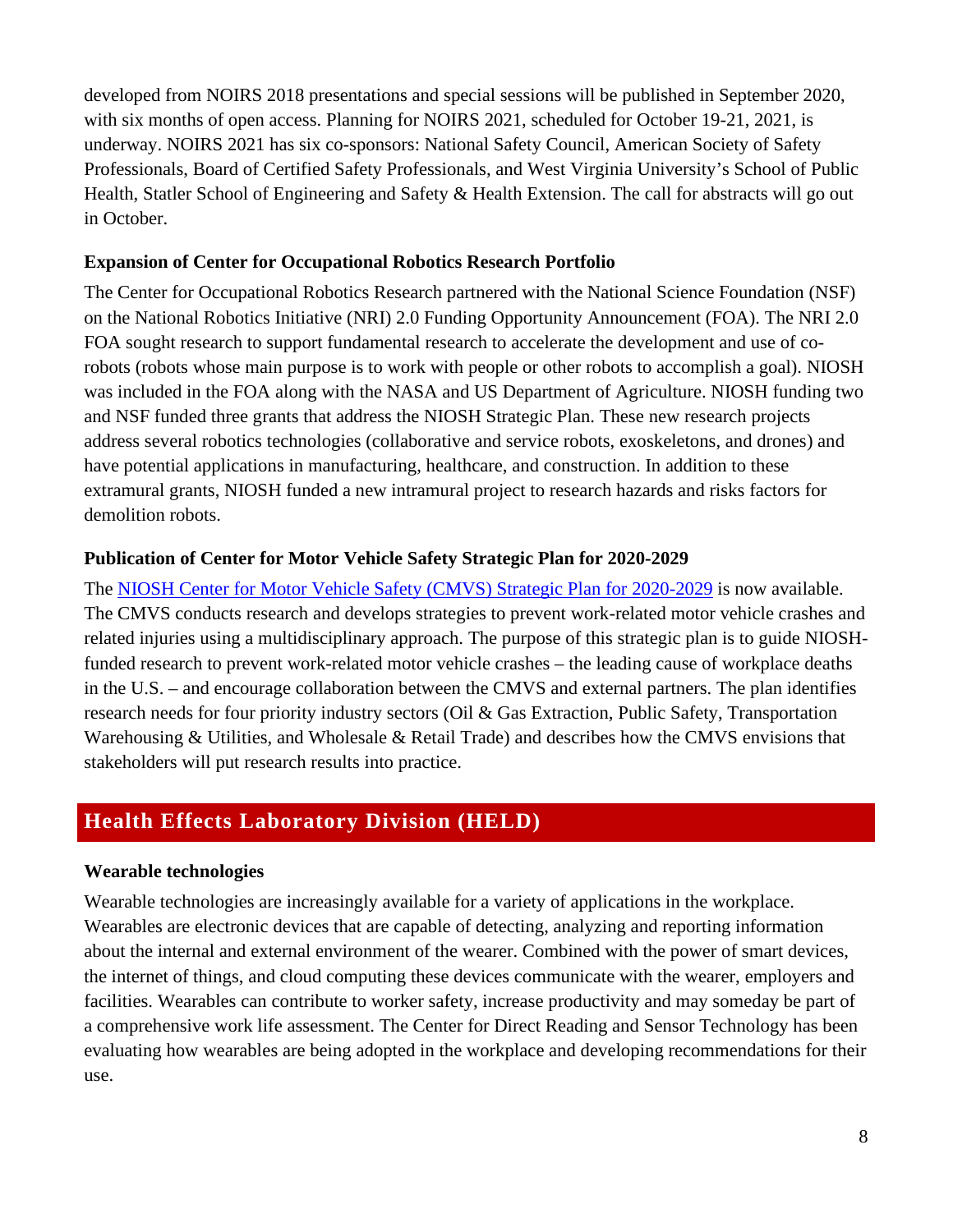developed from NOIRS 2018 presentations and special sessions will be published in September 2020, with six months of open access. Planning for NOIRS 2021, scheduled for October 19-21, 2021, is underway. NOIRS 2021 has six co-sponsors: National Safety Council, American Society of Safety Professionals, Board of Certified Safety Professionals, and West Virginia University's School of Public Health, Statler School of Engineering and Safety & Health Extension. The call for abstracts will go out in October.

### Expansion of Center for Occupational Robotics Research Portfolio

The Center for Occupational Robotics Research partnered with the National Science Foundation (NSF) on the National Robotics Initiative (NRI) 2.0 Funding Opportunity Announcement (FOA). The NRI 2.0 FOA sought research to support fundamental research to accelerate the development and use of co-robots (robots whose main purpose is to work with people or other robots to accomplish a goal). NIOSH was included in the FOA along with the NASA and US Department of Agriculture. NIOSH funding two and NSF funded three grants that address the NIOSH Strategic Plan. These new research projects address several robotics technologies (collaborative and service robots, exoskeletons, and drones) and have potential applications in manufacturing, healthcare, and construction. In addition to these extramural grants, NIOSH funded a new intramural project to research hazards and risks factors for demolition robots.

### Publication of Center for Motor Vehicle Safety Strategic Plan for 2020-2029

The NIOSH Center for Motor Vehicle Safety (CMVS) Strategic Plan for 2020-2029 is now available. The CMVS conducts research and develops strategies to prevent work-related motor vehicle crashes and related injuries using a multidisciplinary approach. The purpose of this strategic plan is to guide NIOSH-funded research to prevent work-related motor vehicle crashes – the leading cause of workplace deaths in the U.S. – and encourage collaboration between the CMVS and external partners. The plan identifies research needs for four priority industry sectors (Oil & Gas Extraction, Public Safety, Transportation Warehousing & Utilities, and Wholesale & Retail Trade) and describes how the CMVS envisions that stakeholders will put research results into practice.

## Health Effects Laboratory Division (HELD)

### Wearable technologies

Wearable technologies are increasingly available for a variety of applications in the workplace. Wearables are electronic devices that are capable of detecting, analyzing and reporting information about the internal and external environment of the wearer. Combined with the power of smart devices, the internet of things, and cloud computing these devices communicate with the wearer, employers and facilities. Wearables can contribute to worker safety, increase productivity and may someday be part of a comprehensive work life assessment. The Center for Direct Reading and Sensor Technology has been evaluating how wearables are being adopted in the workplace and developing recommendations for their use.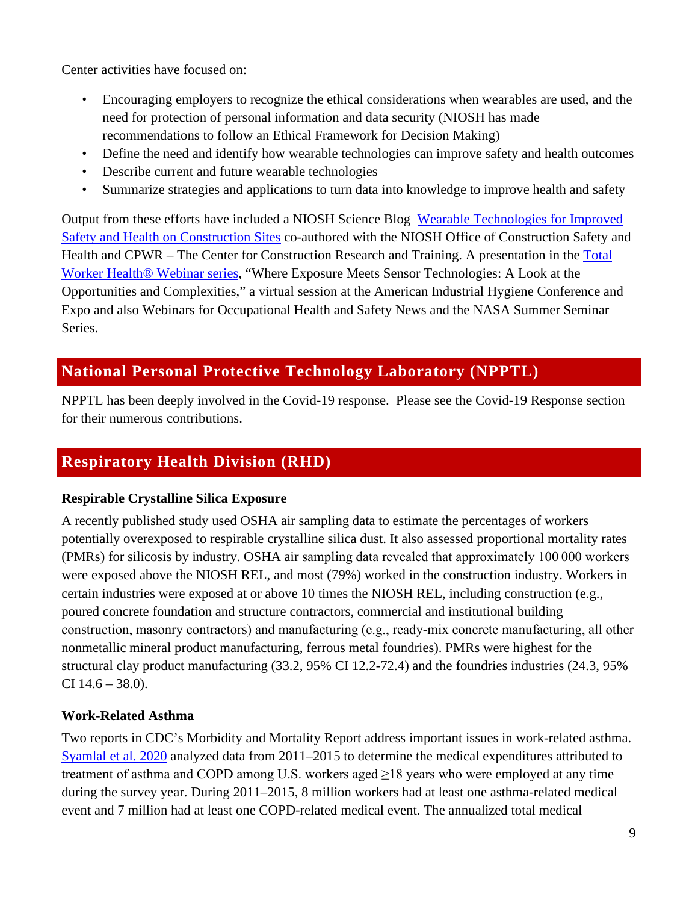Center activities have focused on:

- Encouraging employers to recognize the ethical considerations when wearables are used, and the need for protection of personal information and data security (NIOSH has made recommendations to follow an Ethical Framework for Decision Making)
- Define the need and identify how wearable technologies can improve safety and health outcomes
- Describe current and future wearable technologies
- Summarize strategies and applications to turn data into knowledge to improve health and safety

Output from these efforts have included a NIOSH Science Blog [Wearable Technologies for Improved Safety and Health on Construction Sites] co-authored with the NIOSH Office of Construction Safety and Health and CPWR – The Center for Construction Research and Training. A presentation in the [Total Worker Health® Webinar series], "Where Exposure Meets Sensor Technologies: A Look at the Opportunities and Complexities," a virtual session at the American Industrial Hygiene Conference and Expo and also Webinars for Occupational Health and Safety News and the NASA Summer Seminar Series.

## National Personal Protective Technology Laboratory (NPPTL)

NPPTL has been deeply involved in the Covid-19 response. Please see the Covid-19 Response section for their numerous contributions.

## Respiratory Health Division (RHD)

### Respirable Crystalline Silica Exposure

A recently published study used OSHA air sampling data to estimate the percentages of workers potentially overexposed to respirable crystalline silica dust. It also assessed proportional mortality rates (PMRs) for silicosis by industry. OSHA air sampling data revealed that approximately 100 000 workers were exposed above the NIOSH REL, and most (79%) worked in the construction industry. Workers in certain industries were exposed at or above 10 times the NIOSH REL, including construction (e.g., poured concrete foundation and structure contractors, commercial and institutional building construction, masonry contractors) and manufacturing (e.g., ready-mix concrete manufacturing, all other nonmetallic mineral product manufacturing, ferrous metal foundries). PMRs were highest for the structural clay product manufacturing (33.2, 95% CI 12.2-72.4) and the foundries industries (24.3, 95% CI 14.6 – 38.0).

### Work-Related Asthma

Two reports in CDC's Morbidity and Mortality Report address important issues in work-related asthma. [Syamlal et al. 2020] analyzed data from 2011–2015 to determine the medical expenditures attributed to treatment of asthma and COPD among U.S. workers aged ≥18 years who were employed at any time during the survey year. During 2011–2015, 8 million workers had at least one asthma-related medical event and 7 million had at least one COPD-related medical event. The annualized total medical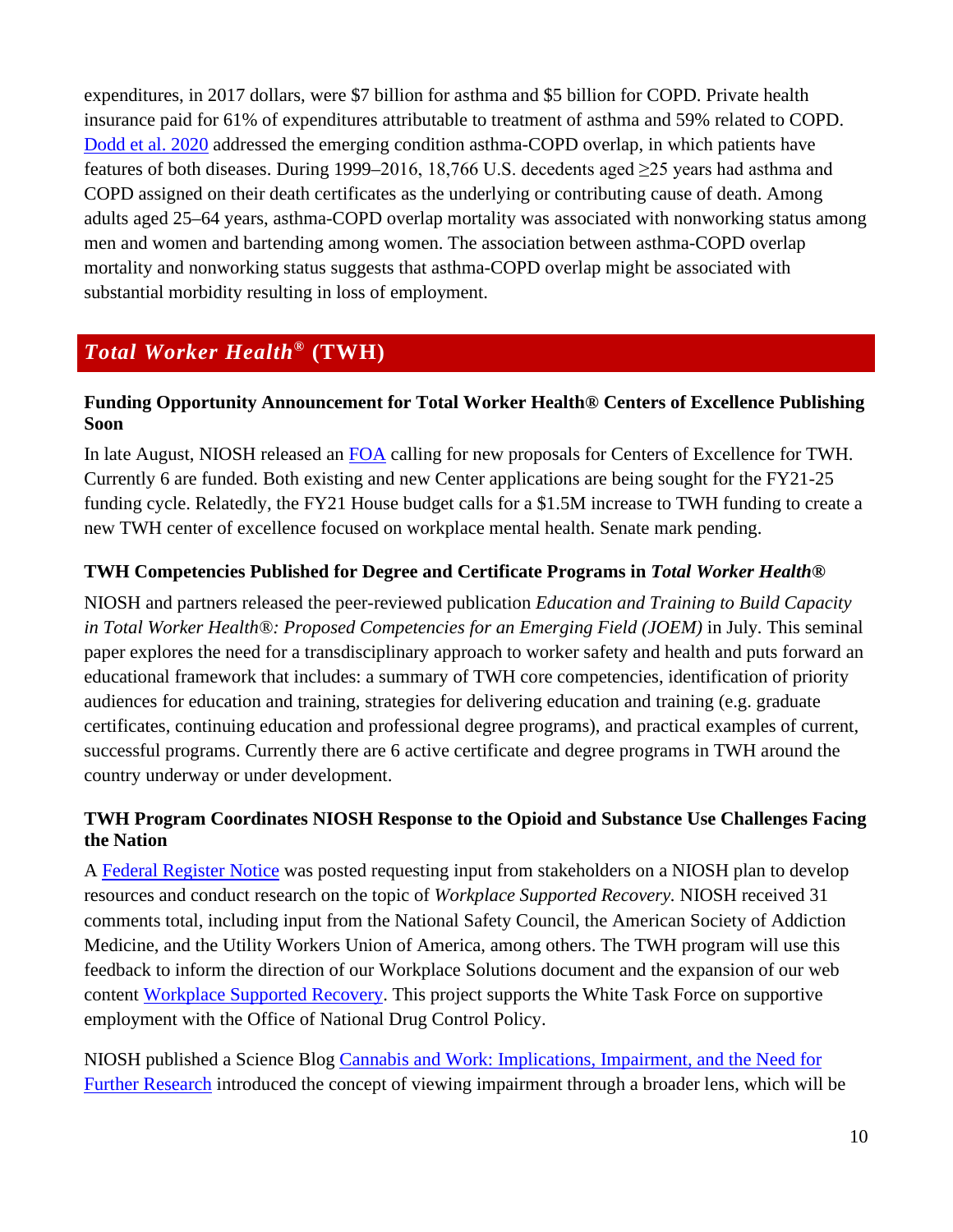expenditures, in 2017 dollars, were $7 billion for asthma and $5 billion for COPD. Private health insurance paid for 61% of expenditures attributable to treatment of asthma and 59% related to COPD. [Dodd et al. 2020] addressed the emerging condition asthma-COPD overlap, in which patients have features of both diseases. During 1999–2016, 18,766 U.S. decedents aged ≥25 years had asthma and COPD assigned on their death certificates as the underlying or contributing cause of death. Among adults aged 25–64 years, asthma-COPD overlap mortality was associated with nonworking status among men and women and bartending among women. The association between asthma-COPD overlap mortality and nonworking status suggests that asthma-COPD overlap might be associated with substantial morbidity resulting in loss of employment.

## *Total Worker Health®* (TWH)

### Funding Opportunity Announcement for Total Worker Health® Centers of Excellence Publishing Soon

In late August, NIOSH released an FOA calling for new proposals for Centers of Excellence for TWH. Currently 6 are funded. Both existing and new Center applications are being sought for the FY21-25 funding cycle. Relatedly, the FY21 House budget calls for a $1.5M increase to TWH funding to create a new TWH center of excellence focused on workplace mental health. Senate mark pending.

### TWH Competencies Published for Degree and Certificate Programs in *Total Worker Health®*

NIOSH and partners released the peer-reviewed publication *Education and Training to Build Capacity in Total Worker Health®: Proposed Competencies for an Emerging Field (JOEM)* in July. This seminal paper explores the need for a transdisciplinary approach to worker safety and health and puts forward an educational framework that includes: a summary of TWH core competencies, identification of priority audiences for education and training, strategies for delivering education and training (e.g. graduate certificates, continuing education and professional degree programs), and practical examples of current, successful programs. Currently there are 6 active certificate and degree programs in TWH around the country underway or under development.

### TWH Program Coordinates NIOSH Response to the Opioid and Substance Use Challenges Facing the Nation

A Federal Register Notice was posted requesting input from stakeholders on a NIOSH plan to develop resources and conduct research on the topic of *Workplace Supported Recovery.* NIOSH received 31 comments total, including input from the National Safety Council, the American Society of Addiction Medicine, and the Utility Workers Union of America, among others. The TWH program will use this feedback to inform the direction of our Workplace Solutions document and the expansion of our web content Workplace Supported Recovery. This project supports the White Task Force on supportive employment with the Office of National Drug Control Policy.

NIOSH published a Science Blog Cannabis and Work: Implications, Impairment, and the Need for Further Research introduced the concept of viewing impairment through a broader lens, which will be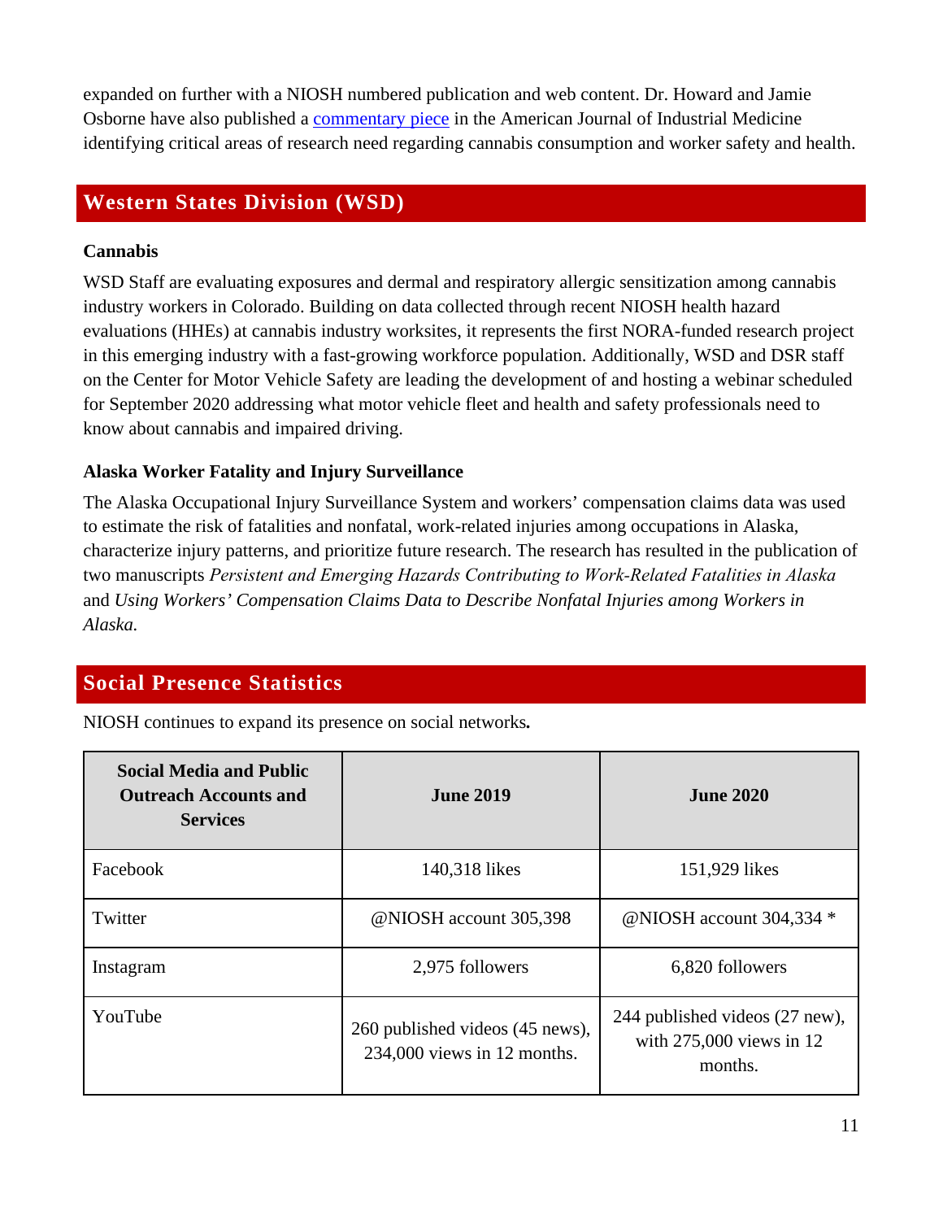expanded on further with a NIOSH numbered publication and web content. Dr. Howard and Jamie Osborne have also published a [commentary piece]() in the American Journal of Industrial Medicine identifying critical areas of research need regarding cannabis consumption and worker safety and health.

## Western States Division (WSD)

### Cannabis

WSD Staff are evaluating exposures and dermal and respiratory allergic sensitization among cannabis industry workers in Colorado. Building on data collected through recent NIOSH health hazard evaluations (HHEs) at cannabis industry worksites, it represents the first NORA-funded research project in this emerging industry with a fast-growing workforce population. Additionally, WSD and DSR staff on the Center for Motor Vehicle Safety are leading the development of and hosting a webinar scheduled for September 2020 addressing what motor vehicle fleet and health and safety professionals need to know about cannabis and impaired driving.

### Alaska Worker Fatality and Injury Surveillance

The Alaska Occupational Injury Surveillance System and workers' compensation claims data was used to estimate the risk of fatalities and nonfatal, work-related injuries among occupations in Alaska, characterize injury patterns, and prioritize future research. The research has resulted in the publication of two manuscripts *Persistent and Emerging Hazards Contributing to Work-Related Fatalities in Alaska* and *Using Workers' Compensation Claims Data to Describe Nonfatal Injuries among Workers in Alaska.*

## Social Presence Statistics

NIOSH continues to expand its presence on social networks**.**

| Social Media and Public Outreach Accounts and Services | June 2019 | June 2020 |
|---|---|---|
| Facebook | 140,318 likes | 151,929 likes |
| Twitter | @NIOSH account 305,398 | @NIOSH account 304,334 * |
| Instagram | 2,975 followers | 6,820 followers |
| YouTube | 260 published videos (45 news), 234,000 views in 12 months. | 244 published videos (27 new), with 275,000 views in 12 months. |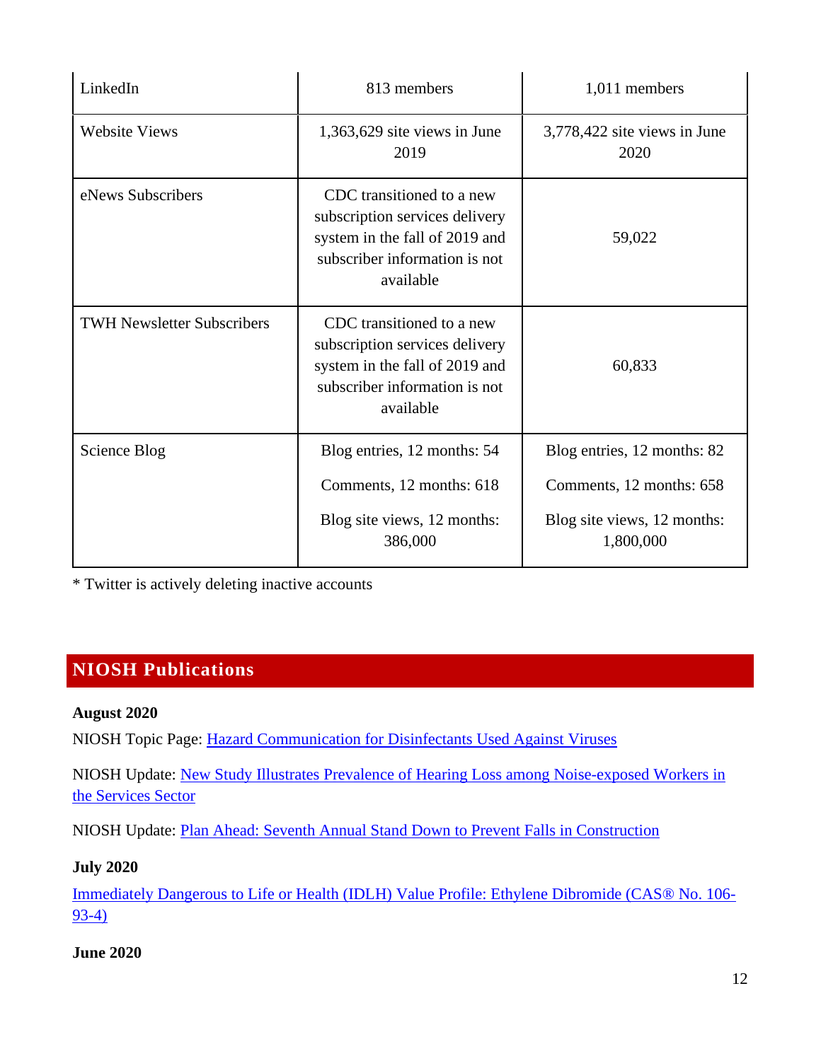| | | |
|---|---|---|
| LinkedIn | 813 members | 1,011 members |
| Website Views | 1,363,629 site views in June 2019 | 3,778,422 site views in June 2020 |
| eNews Subscribers | CDC transitioned to a new subscription services delivery system in the fall of 2019 and subscriber information is not available | 59,022 |
| TWH Newsletter Subscribers | CDC transitioned to a new subscription services delivery system in the fall of 2019 and subscriber information is not available | 60,833 |
| Science Blog | Blog entries, 12 months: 54<br>Comments, 12 months: 618<br>Blog site views, 12 months: 386,000 | Blog entries, 12 months: 82<br>Comments, 12 months: 658<br>Blog site views, 12 months: 1,800,000 |

* Twitter is actively deleting inactive accounts

## NIOSH Publications

**August 2020**

NIOSH Topic Page: Hazard Communication for Disinfectants Used Against Viruses

NIOSH Update: New Study Illustrates Prevalence of Hearing Loss among Noise-exposed Workers in the Services Sector

NIOSH Update: Plan Ahead: Seventh Annual Stand Down to Prevent Falls in Construction

**July 2020**

Immediately Dangerous to Life or Health (IDLH) Value Profile: Ethylene Dibromide (CAS® No. 106-93-4)

**June 2020**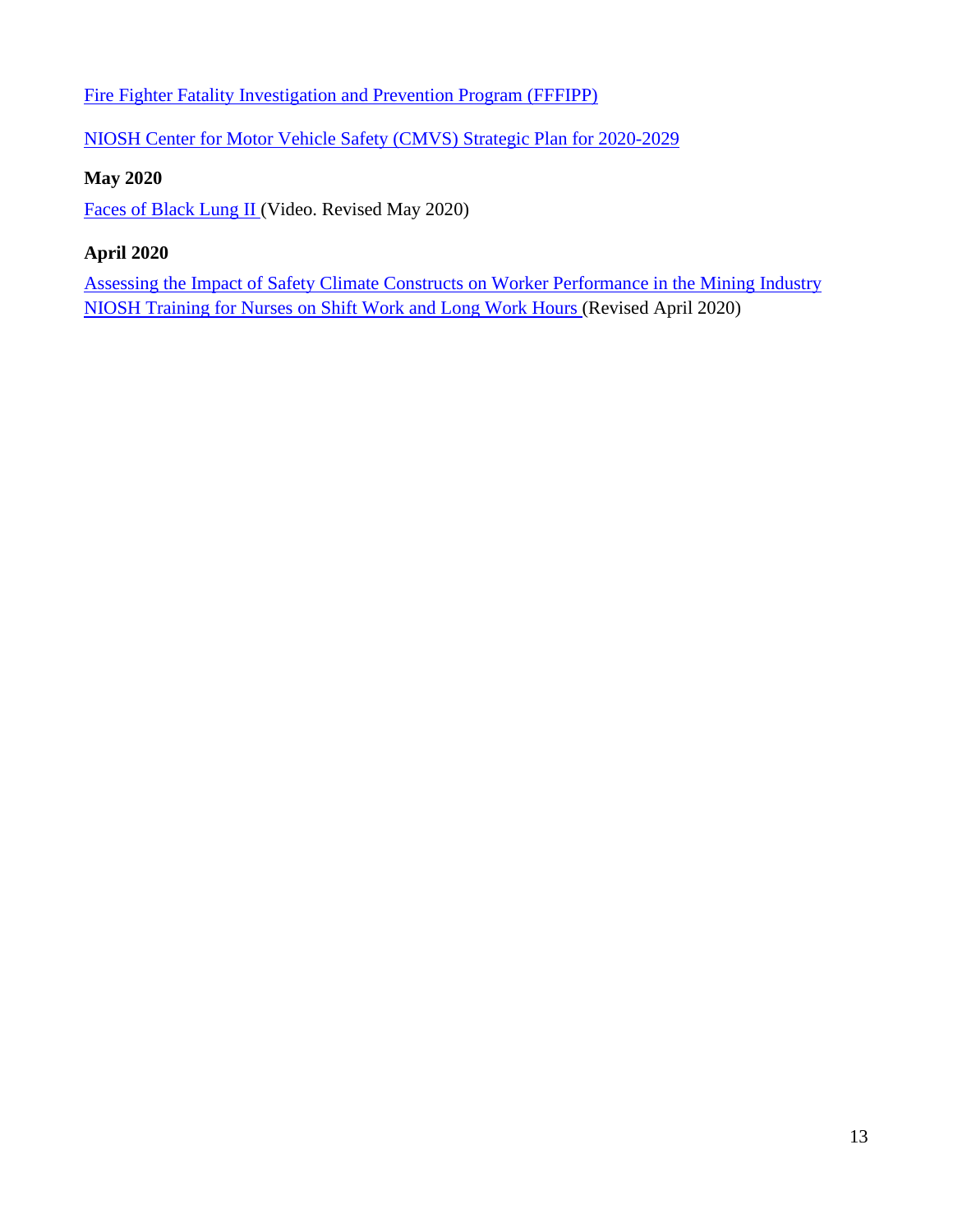Fire Fighter Fatality Investigation and Prevention Program (FFFIPP)

NIOSH Center for Motor Vehicle Safety (CMVS) Strategic Plan for 2020-2029

**May 2020**

Faces of Black Lung II (Video. Revised May 2020)

**April 2020**

Assessing the Impact of Safety Climate Constructs on Worker Performance in the Mining Industry
NIOSH Training for Nurses on Shift Work and Long Work Hours (Revised April 2020)